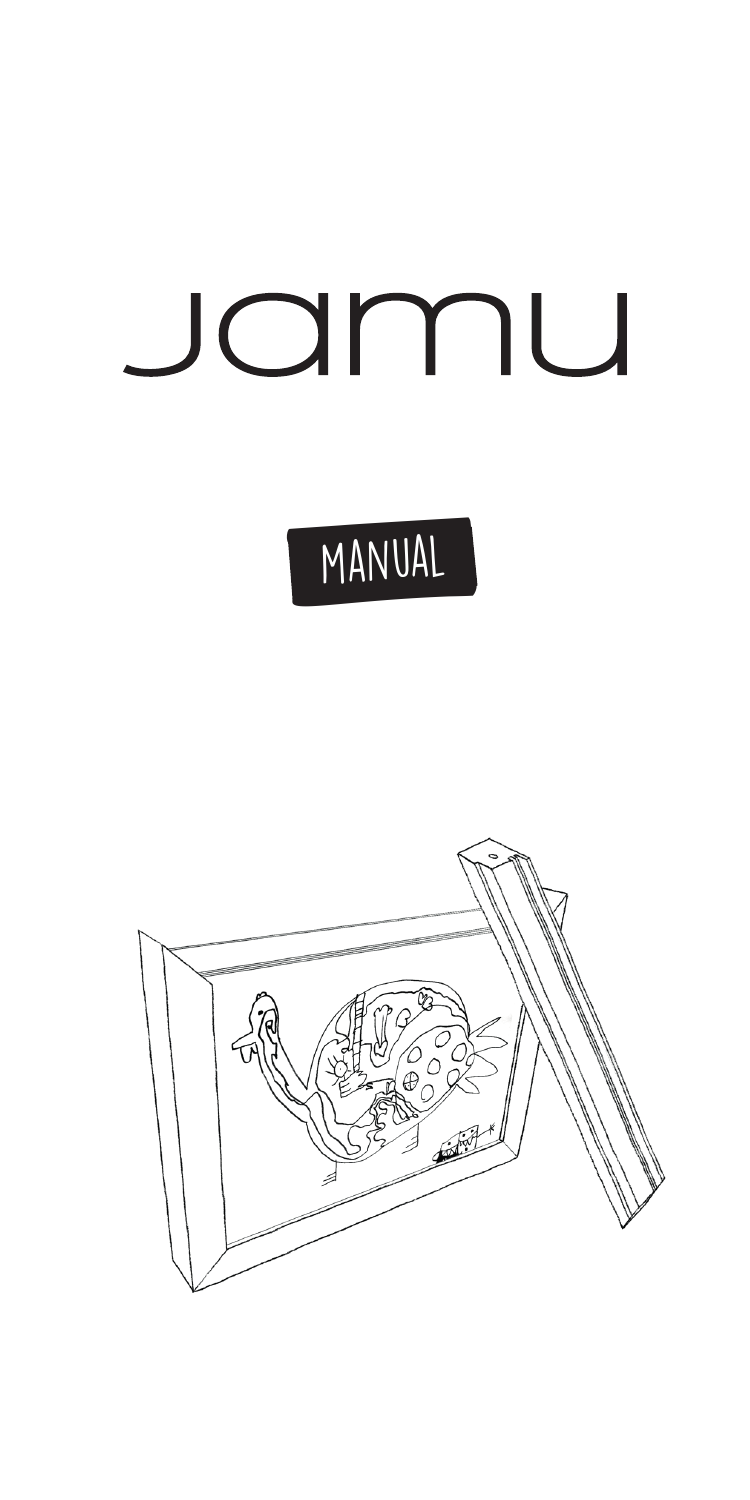# Jamu

## MANUAL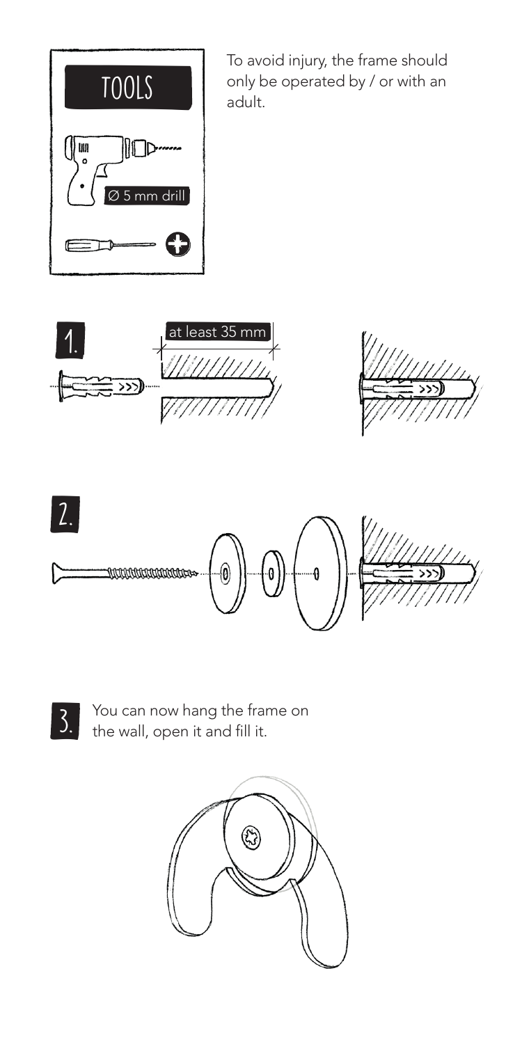## TOOLS

Ø 5 mm drill

To avoid injury, the frame should only be operated by / or with an adult.

**1.**

at least 35 mm

**2.**

**3.** You can now hang the frame on the wall, open it and fill it.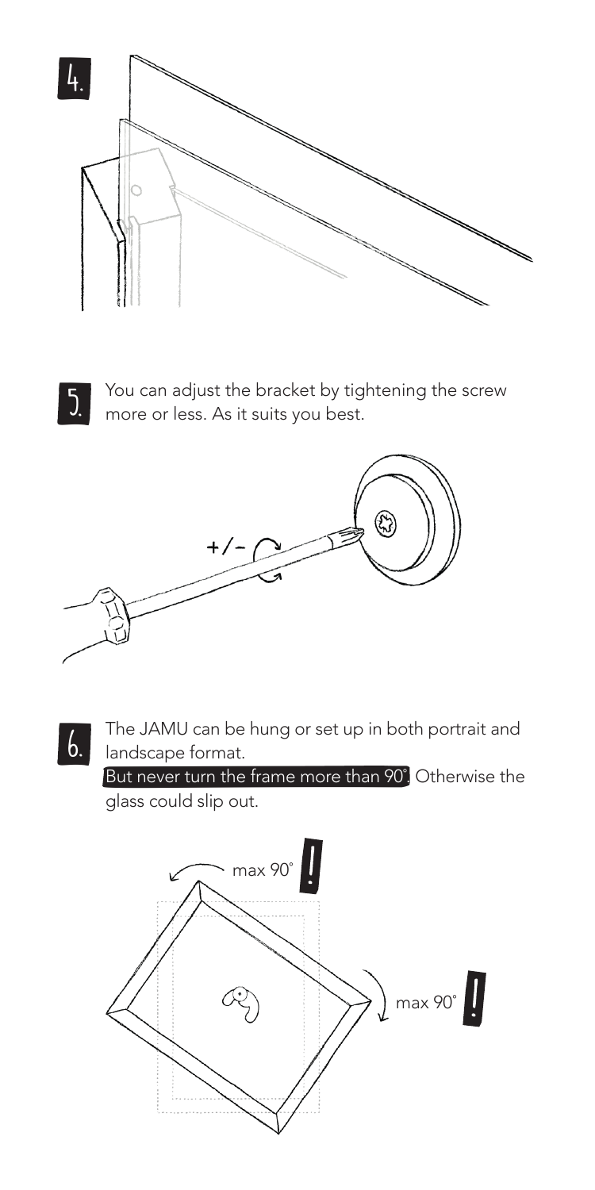4.

5. You can adjust the bracket by tightening the screw more or less. As it suits you best.

+/−

6. The JAMU can be hung or set up in both portrait and landscape format.
**But never turn the frame more than 90°.** Otherwise the glass could slip out.

max 90° !

max 90° !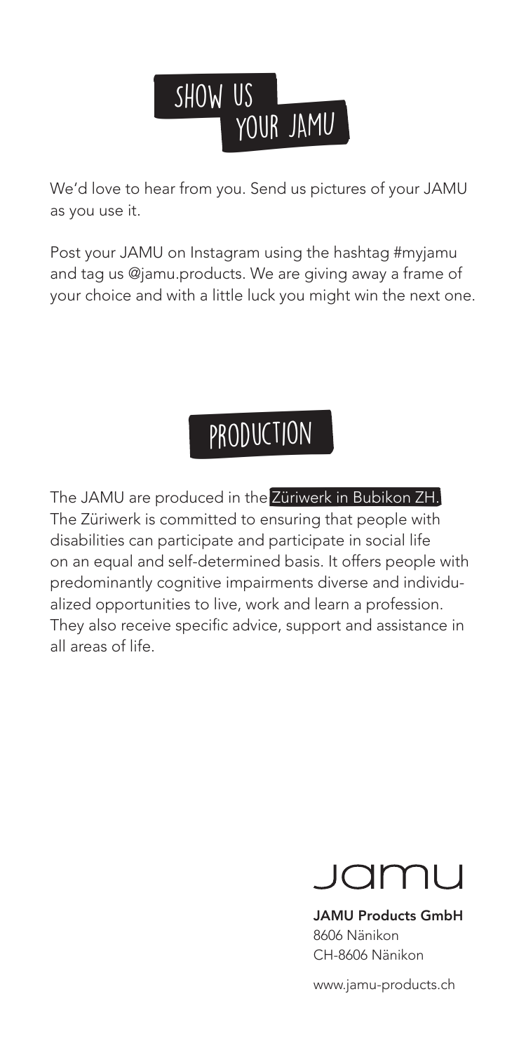## SHOW US YOUR JAMU

We'd love to hear from you. Send us pictures of your JAMU as you use it.

Post your JAMU on Instagram using the hashtag #myjamu and tag us @jamu.products. We are giving away a frame of your choice and with a little luck you might win the next one.

## PRODUCTION

The JAMU are produced in the Züriwerk in Bubikon ZH. The Züriwerk is committed to ensuring that people with disabilities can participate and participate in social life on an equal and self-determined basis. It offers people with predominantly cognitive impairments diverse and individualized opportunities to live, work and learn a profession. They also receive specific advice, support and assistance in all areas of life.

jamu

**JAMU Products GmbH**
8606 Nänikon
CH-8606 Nänikon

www.jamu-products.ch